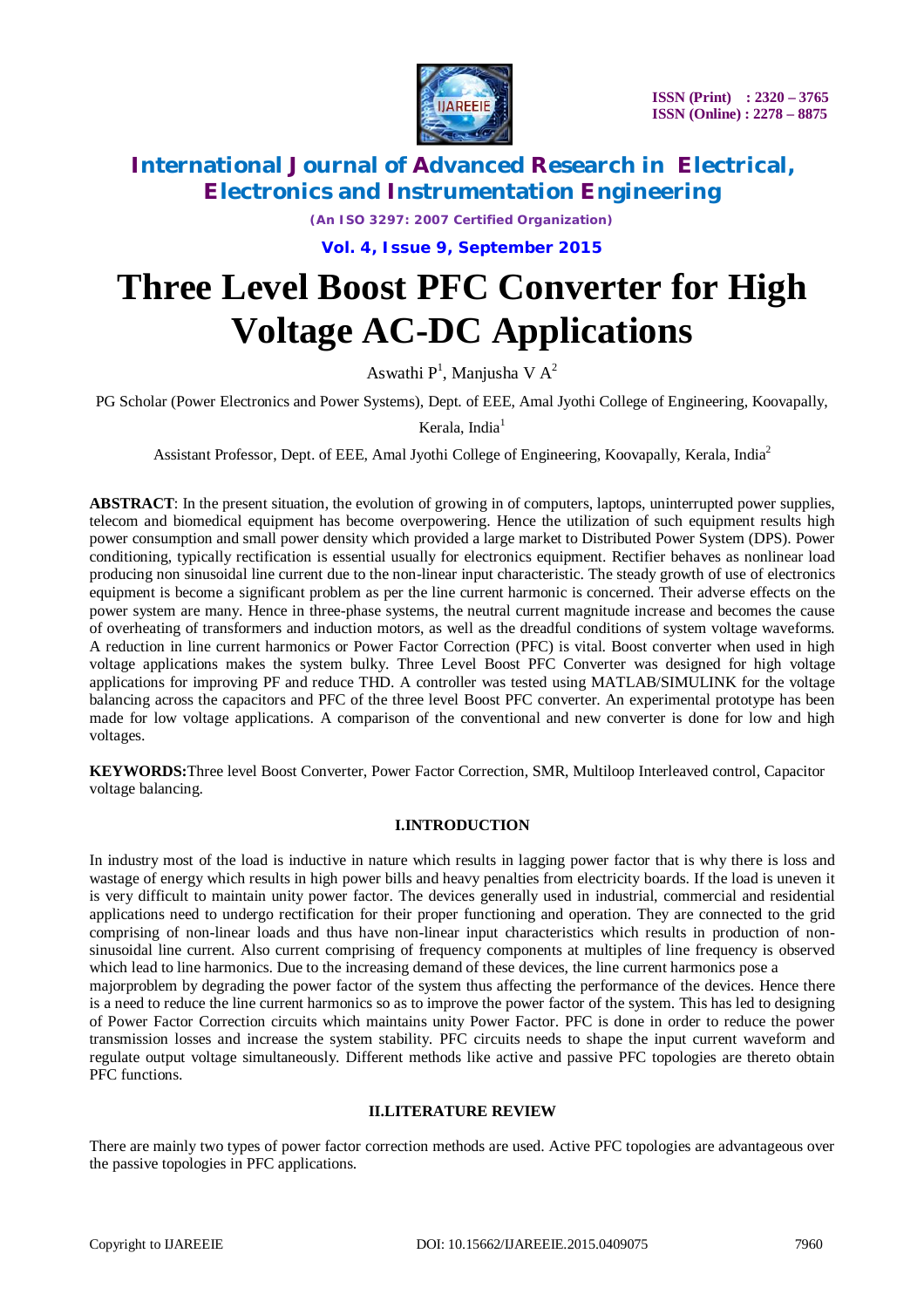# Three Level Boost PFC Converter for High Voltage AC-DC Applications

Aswathi P[1], Manjusha V A[2]

PG Scholar (Power Electronics and Power Systems), Dept. of EEE, Amal Jyothi College of Engineering, Koovapally, Kerala, India[1]

Assistant Professor, Dept. of EEE, Amal Jyothi College of Engineering, Koovapally, Kerala, India[2]

**ABSTRACT**: In the present situation, the evolution of growing in of computers, laptops, uninterrupted power supplies, telecom and biomedical equipment has become overpowering. Hence the utilization of such equipment results high power consumption and small power density which provided a large market to Distributed Power System (DPS). Power conditioning, typically rectification is essential usually for electronics equipment. Rectifier behaves as nonlinear load producing non sinusoidal line current due to the non-linear input characteristic. The steady growth of use of electronics equipment is become a significant problem as per the line current harmonic is concerned. Their adverse effects on the power system are many. Hence in three-phase systems, the neutral current magnitude increase and becomes the cause of overheating of transformers and induction motors, as well as the dreadful conditions of system voltage waveforms. A reduction in line current harmonics or Power Factor Correction (PFC) is vital. Boost converter when used in high voltage applications makes the system bulky. Three Level Boost PFC Converter was designed for high voltage applications for improving PF and reduce THD. A controller was tested using MATLAB/SIMULINK for the voltage balancing across the capacitors and PFC of the three level Boost PFC converter. An experimental prototype has been made for low voltage applications. A comparison of the conventional and new converter is done for low and high voltages.

**KEYWORDS:** Three level Boost Converter, Power Factor Correction, SMR, Multiloop Interleaved control, Capacitor voltage balancing.

## I.INTRODUCTION

In industry most of the load is inductive in nature which results in lagging power factor that is why there is loss and wastage of energy which results in high power bills and heavy penalties from electricity boards. If the load is uneven it is very difficult to maintain unity power factor. The devices generally used in industrial, commercial and residential applications need to undergo rectification for their proper functioning and operation. They are connected to the grid comprising of non-linear loads and thus have non-linear input characteristics which results in production of non-sinusoidal line current. Also current comprising of frequency components at multiples of line frequency is observed which lead to line harmonics. Due to the increasing demand of these devices, the line current harmonics pose a majorproblem by degrading the power factor of the system thus affecting the performance of the devices. Hence there is a need to reduce the line current harmonics so as to improve the power factor of the system. This has led to designing of Power Factor Correction circuits which maintains unity Power Factor. PFC is done in order to reduce the power transmission losses and increase the system stability. PFC circuits needs to shape the input current waveform and regulate output voltage simultaneously. Different methods like active and passive PFC topologies are thereto obtain PFC functions.

## II.LITERATURE REVIEW

There are mainly two types of power factor correction methods are used. Active PFC topologies are advantageous over the passive topologies in PFC applications.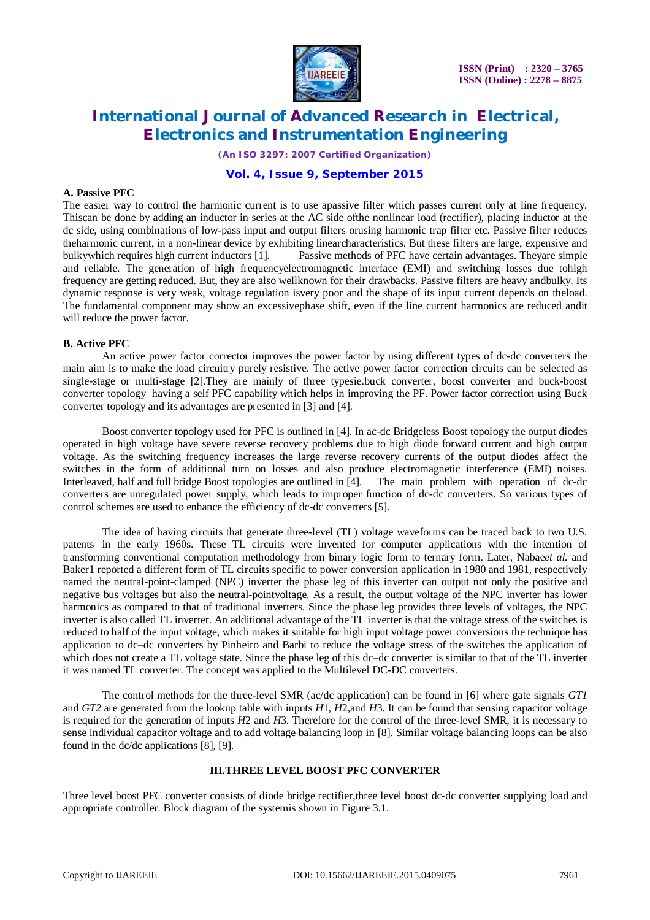### A. Passive PFC

The easier way to control the harmonic current is to use apassive filter which passes current only at line frequency. Thiscan be done by adding an inductor in series at the AC side ofthe nonlinear load (rectifier), placing inductor at the dc side, using combinations of low-pass input and output filters orusing harmonic trap filter etc. Passive filter reduces theharmonic current, in a non-linear device by exhibiting linearcharacteristics. But these filters are large, expensive and bulkywhich requires high current inductors [1]. Passive methods of PFC have certain advantages. Theyare simple and reliable. The generation of high frequencyelectromagnetic interface (EMI) and switching losses due tohigh frequency are getting reduced. But, they are also wellknown for their drawbacks. Passive filters are heavy andbulky. Its dynamic response is very weak, voltage regulation isvery poor and the shape of its input current depends on theload. The fundamental component may show an excessivephase shift, even if the line current harmonics are reduced andit will reduce the power factor.

### B. Active PFC

An active power factor corrector improves the power factor by using different types of dc-dc converters the main aim is to make the load circuitry purely resistive. The active power factor correction circuits can be selected as single-stage or multi-stage [2].They are mainly of three typesie.buck converter, boost converter and buck-boost converter topology having a self PFC capability which helps in improving the PF. Power factor correction using Buck converter topology and its advantages are presented in [3] and [4].

Boost converter topology used for PFC is outlined in [4]. In ac-dc Bridgeless Boost topology the output diodes operated in high voltage have severe reverse recovery problems due to high diode forward current and high output voltage. As the switching frequency increases the large reverse recovery currents of the output diodes affect the switches in the form of additional turn on losses and also produce electromagnetic interference (EMI) noises. Interleaved, half and full bridge Boost topologies are outlined in [4]. The main problem with operation of dc-dc converters are unregulated power supply, which leads to improper function of dc-dc converters. So various types of control schemes are used to enhance the efficiency of dc-dc converters [5].

The idea of having circuits that generate three-level (TL) voltage waveforms can be traced back to two U.S. patents in the early 1960s. These TL circuits were invented for computer applications with the intention of transforming conventional computation methodology from binary logic form to ternary form. Later, Nabae*et al.* and Baker1 reported a different form of TL circuits specific to power conversion application in 1980 and 1981, respectively named the neutral-point-clamped (NPC) inverter the phase leg of this inverter can output not only the positive and negative bus voltages but also the neutral-pointvoltage. As a result, the output voltage of the NPC inverter has lower harmonics as compared to that of traditional inverters. Since the phase leg provides three levels of voltages, the NPC inverter is also called TL inverter. An additional advantage of the TL inverter is that the voltage stress of the switches is reduced to half of the input voltage, which makes it suitable for high input voltage power conversions the technique has application to dc–dc converters by Pinheiro and Barbi to reduce the voltage stress of the switches the application of which does not create a TL voltage state. Since the phase leg of this dc–dc converter is similar to that of the TL inverter it was named TL converter. The concept was applied to the Multilevel DC-DC converters.

The control methods for the three-level SMR (ac/dc application) can be found in [6] where gate signals $GT1$ and $GT2$ are generated from the lookup table with inputs $H1$, $H2$,and $H3$. It can be found that sensing capacitor voltage is required for the generation of inputs $H2$ and $H3$. Therefore for the control of the three-level SMR, it is necessary to sense individual capacitor voltage and to add voltage balancing loop in [8]. Similar voltage balancing loops can be also found in the dc/dc applications [8], [9].

## III.THREE LEVEL BOOST PFC CONVERTER

Three level boost PFC converter consists of diode bridge rectifier,three level boost dc-dc converter supplying load and appropriate controller. Block diagram of the systemis shown in Figure 3.1.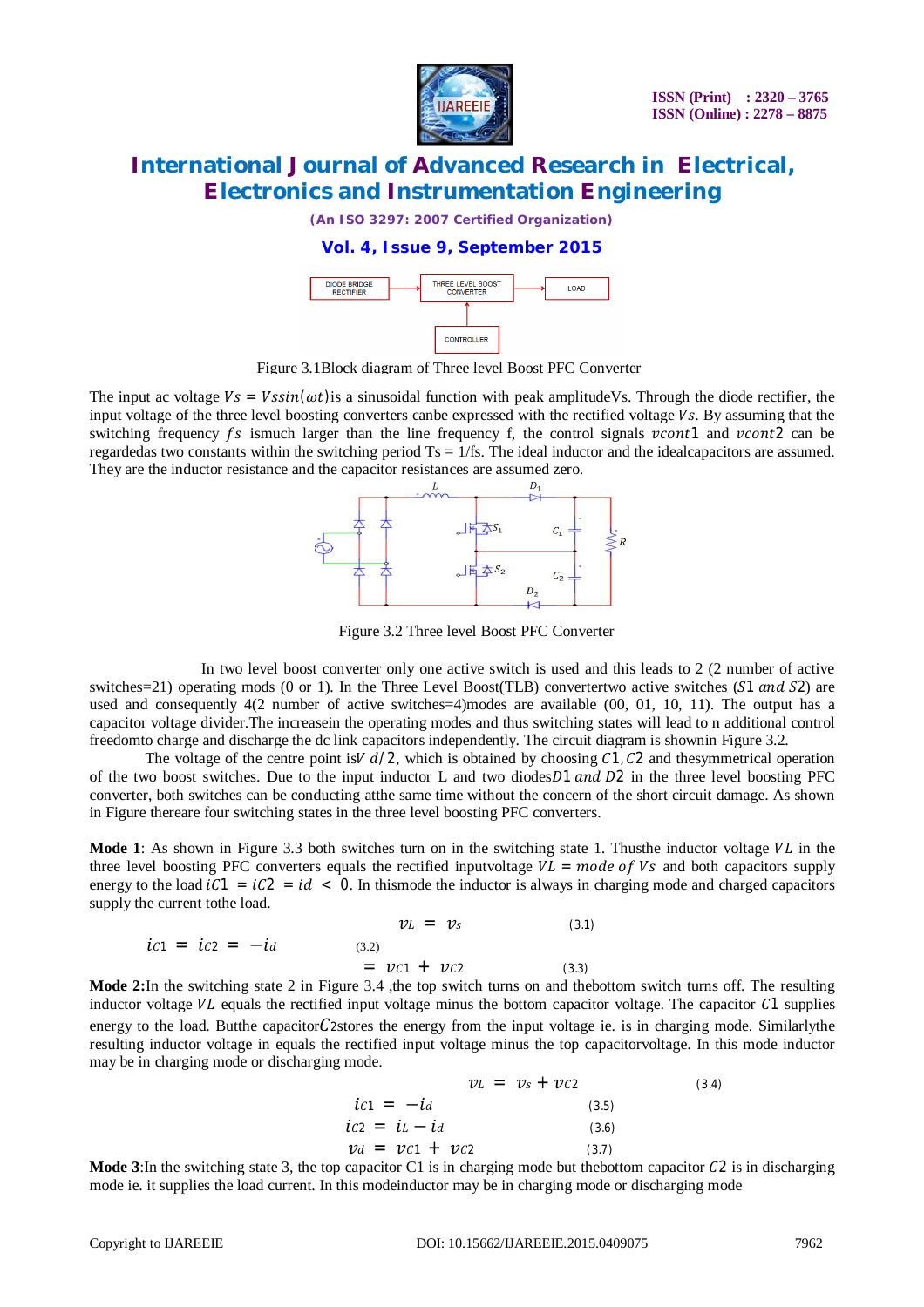Figure 3.1Block diagram of Three level Boost PFC Converter

The input ac voltage $Vs = Vssin(\omega t)$is a sinusoidal function with peak amplitudeVs. Through the diode rectifier, the input voltage of the three level boosting converters canbe expressed with the rectified voltage $Vs$. By assuming that the switching frequency $fs$ ismuch larger than the line frequency f, the control signals $vcont1$ and $vcont2$ can be regardedas two constants within the switching period Ts = 1/fs. The ideal inductor and the idealcapacitors are assumed. They are the inductor resistance and the capacitor resistances are assumed zero.

Figure 3.2 Three level Boost PFC Converter

In two level boost converter only one active switch is used and this leads to 2 (2 number of active switches=21) operating mods (0 or 1). In the Three Level Boost(TLB) convertertwo active switches ($S1$ $and$ $S2$) are used and consequently 4(2 number of active switches=4)modes are available (00, 01, 10, 11). The output has a capacitor voltage divider.The increasein the operating modes and thus switching states will lead to n additional control freedomto charge and discharge the dc link capacitors independently. The circuit diagram is shownin Figure 3.2.

The voltage of the centre point is$V\ d/2$, which is obtained by choosing $C1, C2$ and thesymmetrical operation of the two boost switches. Due to the input inductor L and two diodes$D1$ $and$ $D2$ in the three level boosting PFC converter, both switches can be conducting atthe same time without the concern of the short circuit damage. As shown in Figure thereare four switching states in the three level boosting PFC converters.

**Mode 1**: As shown in Figure 3.3 both switches turn on in the switching state 1. Thusthe inductor voltage $VL$ in the three level boosting PFC converters equals the rectified inputvoltage $VL = mode\ of\ Vs$ and both capacitors supply energy to the load $iC1 = iC2 = id < 0$. In thismode the inductor is always in charging mode and charged capacitors supply the current tothe load.

$$v_L = v_s \quad (3.1)$$

$$i_{C1} = i_{C2} = -i_d \quad (3.2)$$

$$= v_{C1} + v_{C2} \quad (3.3)$$

**Mode 2:**In the switching state 2 in Figure 3.4 ,the top switch turns on and thebottom switch turns off. The resulting inductor voltage $VL$ equals the rectified input voltage minus the bottom capacitor voltage. The capacitor $C1$ supplies energy to the load. Butthe capacitor$C$2stores the energy from the input voltage ie. is in charging mode. Similarlythe resulting inductor voltage in equals the rectified input voltage minus the top capacitorvoltage. In this mode inductor may be in charging mode or discharging mode.

$$v_L = v_s + v_{C2} \quad (3.4)$$

$$i_{C1} = -i_d \quad (3.5)$$

$$i_{C2} = i_L - i_d \quad (3.6)$$

$$v_d = v_{C1} + v_{C2} \quad (3.7)$$

**Mode 3**:In the switching state 3, the top capacitor C1 is in charging mode but thebottom capacitor $C2$ is in discharging mode ie. it supplies the load current. In this modeinductor may be in charging mode or discharging mode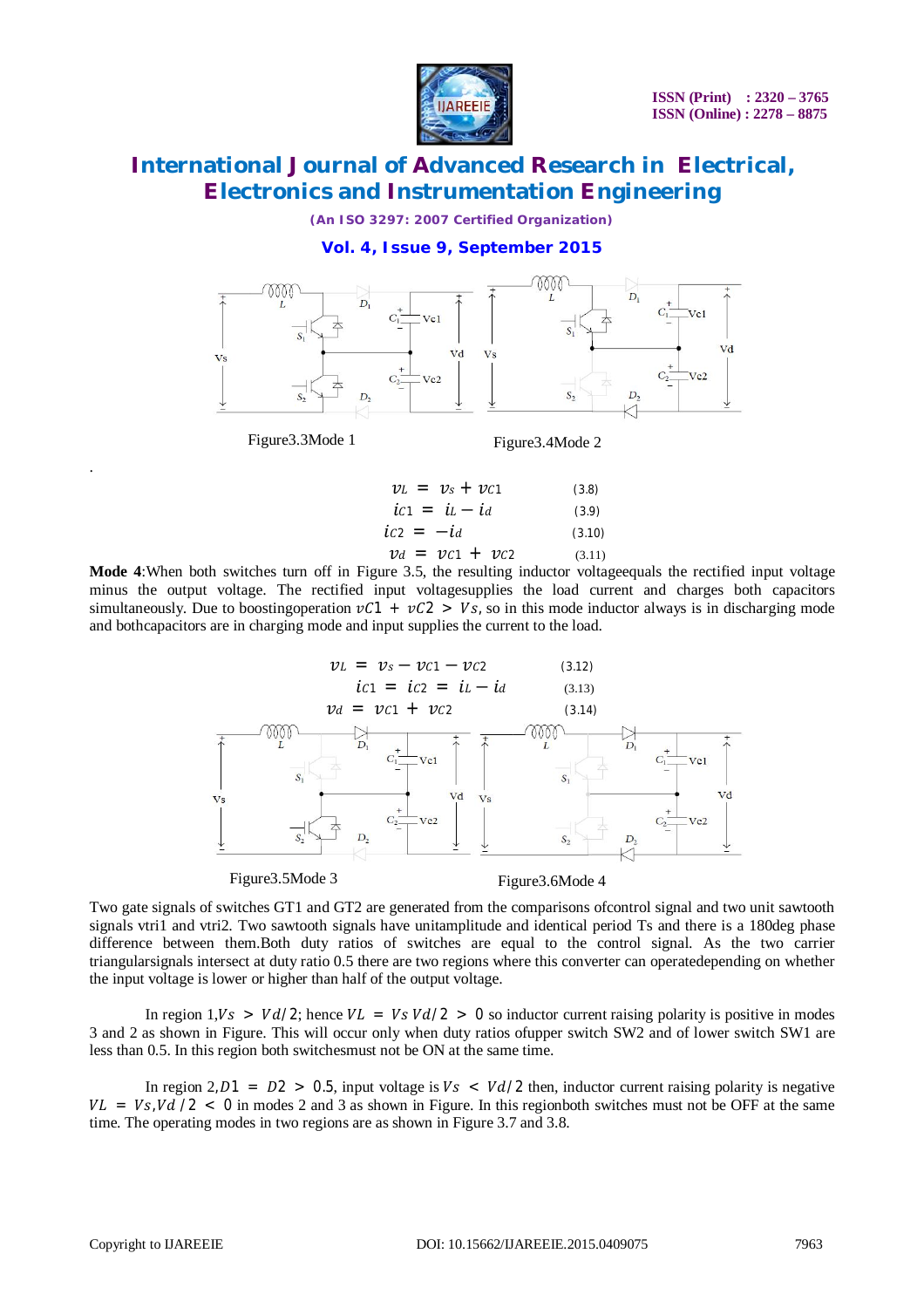Figure3.3Mode 1

Figure3.4Mode 2

$$v_L = v_s + v_{C1} \quad (3.8)$$

$$i_{C1} = i_L - i_d \quad (3.9)$$

$$i_{C2} = -i_d \quad (3.10)$$

$$v_d = v_{C1} + v_{C2} \quad (3.11)$$

**Mode 4**:When both switches turn off in Figure 3.5, the resulting inductor voltageequals the rectified input voltage minus the output voltage. The rectified input voltagesupplies the load current and charges both capacitors simultaneously. Due to boostingoperation $vC1 + vC2 > Vs$, so in this mode inductor always is in discharging mode and bothcapacitors are in charging mode and input supplies the current to the load.

$$v_L = v_s - v_{C1} - v_{C2} \quad (3.12)$$

$$i_{C1} = i_{C2} = i_L - i_d \quad (3.13)$$

$$v_d = v_{C1} + v_{C2} \quad (3.14)$$

Figure3.5Mode 3

Figure3.6Mode 4

Two gate signals of switches GT1 and GT2 are generated from the comparisons ofcontrol signal and two unit sawtooth signals vtri1 and vtri2. Two sawtooth signals have unitamplitude and identical period Ts and there is a 180deg phase difference between them.Both duty ratios of switches are equal to the control signal. As the two carrier triangularsignals intersect at duty ratio 0.5 there are two regions where this converter can operatedepending on whether the input voltage is lower or higher than half of the output voltage.

In region 1,$Vs > Vd/2$; hence $VL = Vs\ Vd/2 > 0$ so inductor current raising polarity is positive in modes 3 and 2 as shown in Figure. This will occur only when duty ratios ofupper switch SW2 and of lower switch SW1 are less than 0.5. In this region both switchesmust not be ON at the same time.

In region 2,$D1 = D2 > 0.5$, input voltage is $Vs < Vd/2$ then, inductor current raising polarity is negative $VL = Vs, Vd/2 < 0$ in modes 2 and 3 as shown in Figure. In this regionboth switches must not be OFF at the same time. The operating modes in two regions are as shown in Figure 3.7 and 3.8.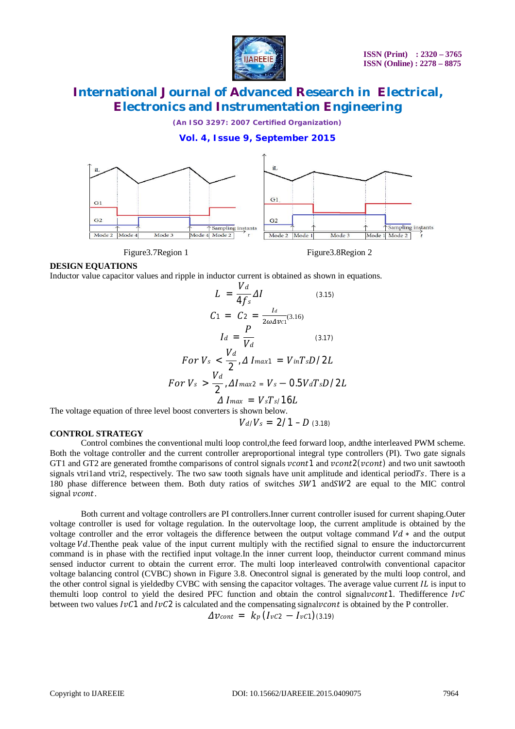Figure3.7Region 1

Figure3.8Region 2

**DESIGN EQUATIONS**

Inductor value capacitor values and ripple in inductor current is obtained as shown in equations.

$$L = \frac{V_d}{4f_s}\Delta I \quad (3.15)$$

$$C_1 = C_2 = \frac{I_d}{2\omega \Delta v_{C1}} \quad (3.16)$$

$$I_d = \frac{P}{V_d} \quad (3.17)$$

$$For\ V_s < \frac{V_d}{2}, \Delta I_{max1} = V_{in}T_s D/2L$$

$$For\ V_s > \frac{V_d}{2}, \Delta I_{max2} = V_s - 0.5V_d T_s D/2L$$

$$\Delta I_{max} = V_s T_s / 16L$$

The voltage equation of three level boost converters is shown below.

$$V_d / V_s = 2/1 - D \quad (3.18)$$

**CONTROL STRATEGY**

Control combines the conventional multi loop control,the feed forward loop, andthe interleaved PWM scheme. Both the voltage controller and the current controller areproportional integral type controllers (PI). Two gate signals GT1 and GT2 are generated fromthe comparisons of control signals $vcont1$ and $vcont2(vcont)$ and two unit sawtooth signals vtri1and vtri2, respectively. The two saw tooth signals have unit amplitude and identical period$Ts$. There is a 180 phase difference between them. Both duty ratios of switches $SW1$ and$SW2$ are equal to the MIC control signal $vcont$.

Both current and voltage controllers are PI controllers.Inner current controller isused for current shaping.Outer voltage controller is used for voltage regulation. In the outervoltage loop, the current amplitude is obtained by the voltage controller and the error voltageis the difference between the output voltage command $Vd*$ and the output voltage $Vd$.Thenthe peak value of the input current multiply with the rectified signal to ensure the inductorcurrent command is in phase with the rectified input voltage.In the inner current loop, theinductor current command minus sensed inductor current to obtain the current error. The multi loop interleaved controlwith conventional capacitor voltage balancing control (CVBC) shown in Figure 3.8. Onecontrol signal is generated by the multi loop control, and the other control signal is yieldedby CVBC with sensing the capacitor voltages. The average value current $IL$ is input to themulti loop control to yield the desired PFC function and obtain the control signal$vcont1$. Thedifference $IvC$ between two values $IvC1$ and $IvC2$ is calculated and the compensating signal$vcont$ is obtained by the P controller.

$$\Delta v_{cont} = k_p (I_{vC2} - I_{vC1}) \quad (3.19)$$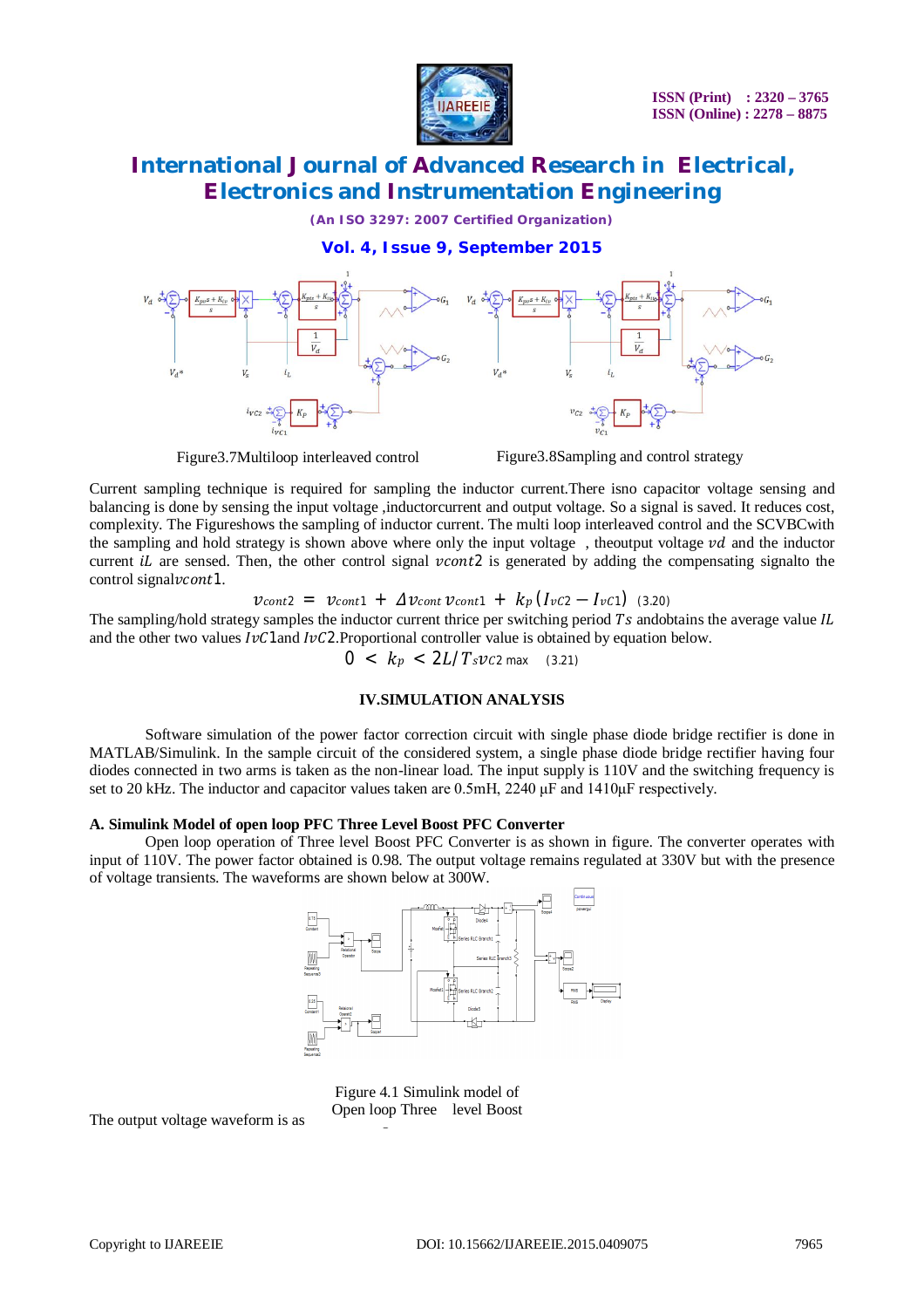Figure3.7Multiloop interleaved control

Figure3.8Sampling and control strategy

Current sampling technique is required for sampling the inductor current.There isno capacitor voltage sensing and balancing is done by sensing the input voltage ,inductorcurrent and output voltage. So a signal is saved. It reduces cost, complexity. The Figureshows the sampling of inductor current. The multi loop interleaved control and the SCVBCwith the sampling and hold strategy is shown above where only the input voltage , theoutput voltage $vd$ and the inductor current $iL$ are sensed. Then, the other control signal $vcont2$ is generated by adding the compensating signalto the control signal$vcont1$.

$$v_{cont2} = v_{cont1} + \Delta v_{cont}\, v_{cont1} + k_p\,(I_{vC2} - I_{vC1}) \quad (3.20)$$

The sampling/hold strategy samples the inductor current thrice per switching period $Ts$ andobtains the average value $IL$ and the other two values $IvC1$and $IvC2$.Proportional controller value is obtained by equation below.

$$0 < k_p < 2L/T_s v_{C2\,\max} \quad (3.21)$$

## IV.SIMULATION ANALYSIS

Software simulation of the power factor correction circuit with single phase diode bridge rectifier is done in MATLAB/Simulink. In the sample circuit of the considered system, a single phase diode bridge rectifier having four diodes connected in two arms is taken as the non-linear load. The input supply is 110V and the switching frequency is set to 20 kHz. The inductor and capacitor values taken are 0.5mH, 2240 µF and 1410µF respectively.

### A. Simulink Model of open loop PFC Three Level Boost PFC Converter

Open loop operation of Three level Boost PFC Converter is as shown in figure. The converter operates with input of 110V. The power factor obtained is 0.98. The output voltage remains regulated at 330V but with the presence of voltage transients. The waveforms are shown below at 300W.

Figure 4.1 Simulink model of Open loop Three level Boost

The output voltage waveform is as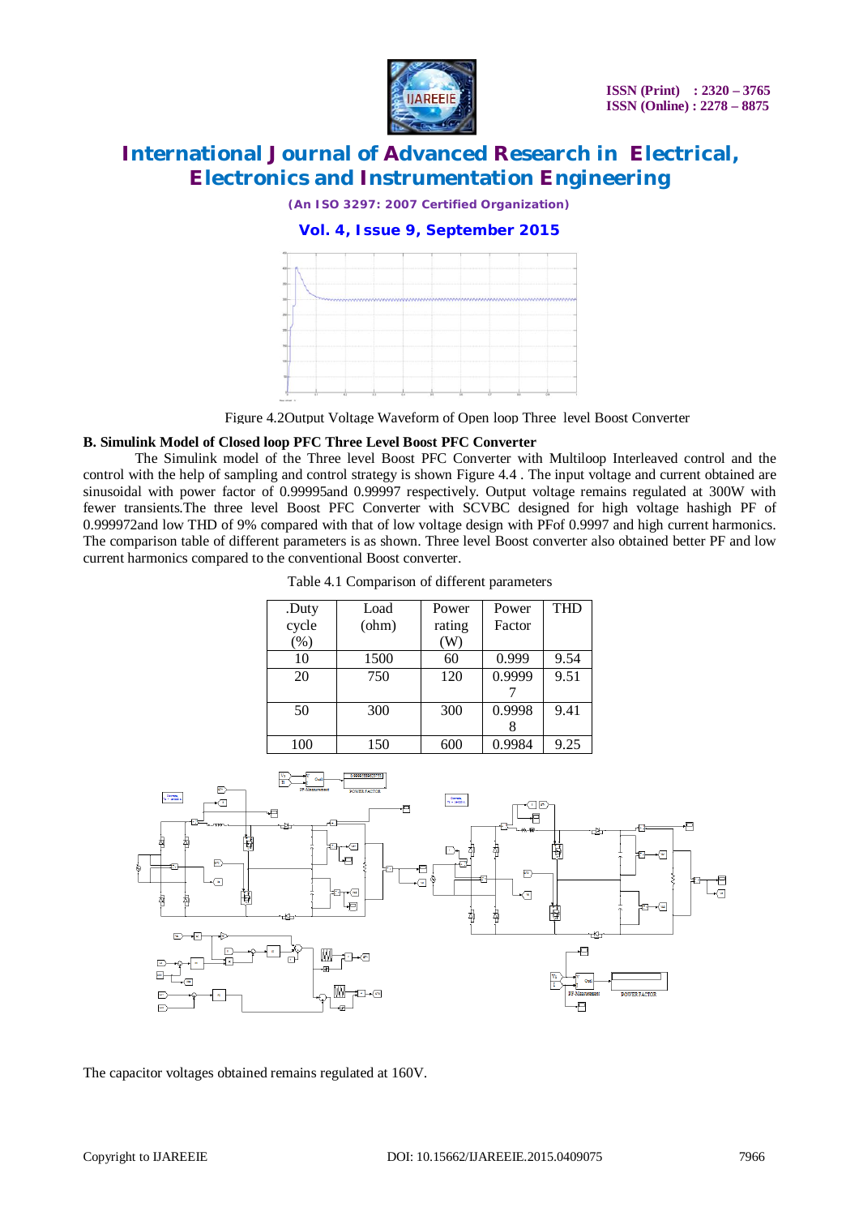Figure 4.2Output Voltage Waveform of Open loop Three  level Boost Converter

**B. Simulink Model of Closed loop PFC Three Level Boost PFC Converter**

The Simulink model of the Three level Boost PFC Converter with Multiloop Interleaved control and the control with the help of sampling and control strategy is shown Figure 4.4 . The input voltage and current obtained are sinusoidal with power factor of 0.99995and 0.99997 respectively. Output voltage remains regulated at 300W with fewer transients.The three level Boost PFC Converter with SCVBC designed for high voltage hashigh PF of 0.999972and low THD of 9% compared with that of low voltage design with PFof 0.9997 and high current harmonics. The comparison table of different parameters is as shown. Three level Boost converter also obtained better PF and low current harmonics compared to the conventional Boost converter.

Table 4.1 Comparison of different parameters

| .Duty cycle (%) | Load (ohm) | Power rating (W) | Power Factor | THD |
|---|---|---|---|---|
| 10 | 1500 | 60 | 0.999 | 9.54 |
| 20 | 750 | 120 | 0.99997 | 9.51 |
| 50 | 300 | 300 | 0.99988 | 9.41 |
| 100 | 150 | 600 | 0.9984 | 9.25 |

The capacitor voltages obtained remains regulated at 160V.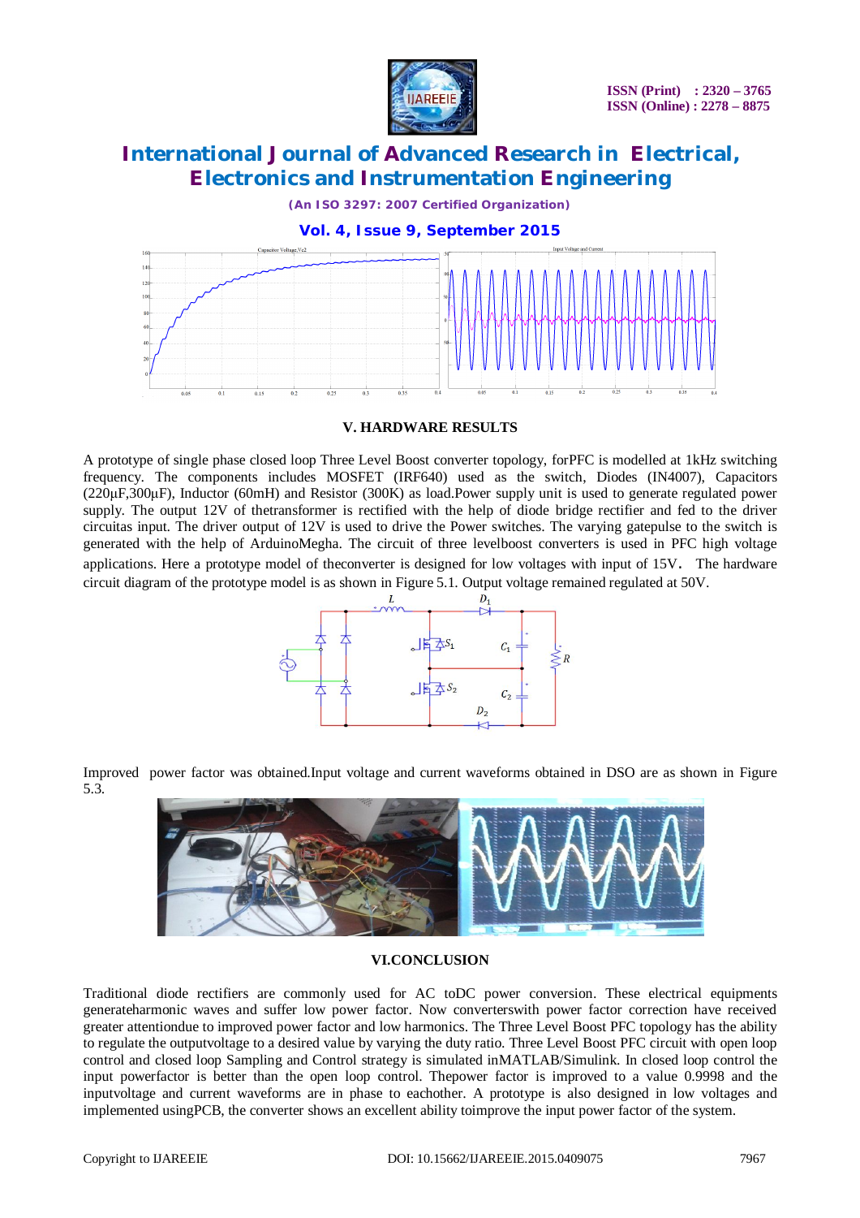## V. HARDWARE RESULTS

A prototype of single phase closed loop Three Level Boost converter topology, forPFC is modelled at 1kHz switching frequency. The components includes MOSFET (IRF640) used as the switch, Diodes (IN4007), Capacitors (220µF,300µF), Inductor (60mH) and Resistor (300K) as load.Power supply unit is used to generate regulated power supply. The output 12V of thetransformer is rectified with the help of diode bridge rectifier and fed to the driver circuitas input. The driver output of 12V is used to drive the Power switches. The varying gatepulse to the switch is generated with the help of ArduinoMegha. The circuit of three levelboost converters is used in PFC high voltage applications. Here a prototype model of theconverter is designed for low voltages with input of 15V. The hardware circuit diagram of the prototype model is as shown in Figure 5.1. Output voltage remained regulated at 50V.

Improved power factor was obtained.Input voltage and current waveforms obtained in DSO are as shown in Figure 5.3.

## VI.CONCLUSION

Traditional diode rectifiers are commonly used for AC toDC power conversion. These electrical equipments generateharmonic waves and suffer low power factor. Now converterswith power factor correction have received greater attentiondue to improved power factor and low harmonics. The Three Level Boost PFC topology has the ability to regulate the outputvoltage to a desired value by varying the duty ratio. Three Level Boost PFC circuit with open loop control and closed loop Sampling and Control strategy is simulated inMATLAB/Simulink. In closed loop control the input powerfactor is better than the open loop control. Thepower factor is improved to a value 0.9998 and the inputvoltage and current waveforms are in phase to eachother. A prototype is also designed in low voltages and implemented usingPCB, the converter shows an excellent ability toimprove the input power factor of the system.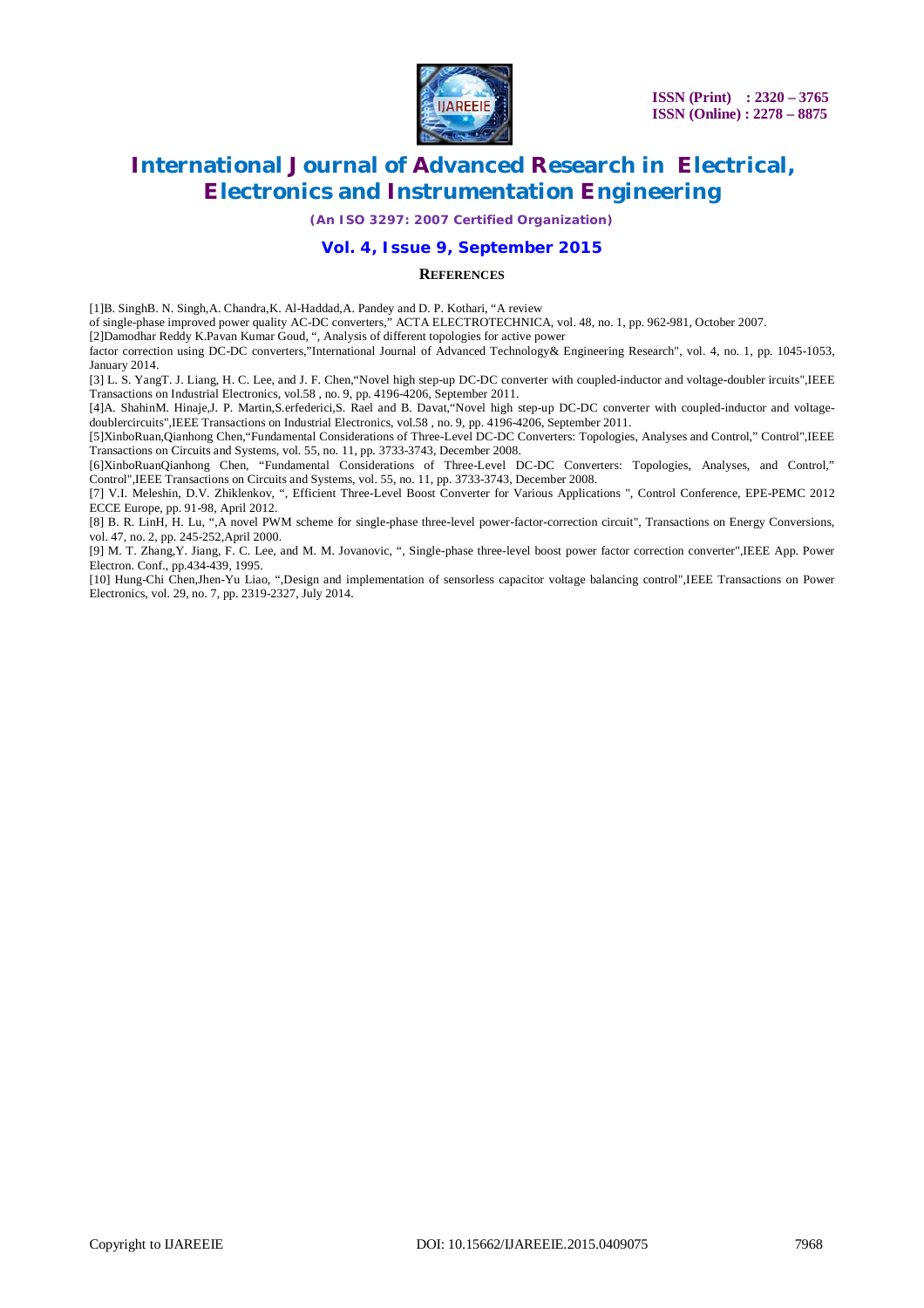### REFERENCES

[1]B. SinghB. N. Singh,A. Chandra,K. Al-Haddad,A. Pandey and D. P. Kothari, "A review of single-phase improved power quality AC-DC converters," ACTA ELECTROTECHNICA, vol. 48, no. 1, pp. 962-981, October 2007.

[2]Damodhar Reddy K.Pavan Kumar Goud, ", Analysis of different topologies for active power factor correction using DC-DC converters,"International Journal of Advanced Technology& Engineering Research", vol. 4, no. 1, pp. 1045-1053, January 2014.

[3] L. S. YangT. J. Liang, H. C. Lee, and J. F. Chen,"Novel high step-up DC-DC converter with coupled-inductor and voltage-doubler ircuits",IEEE Transactions on Industrial Electronics, vol.58 , no. 9, pp. 4196-4206, September 2011.

[4]A. ShahinM. Hinaje,J. P. Martin,S.erfederici,S. Rael and B. Davat,"Novel high step-up DC-DC converter with coupled-inductor and voltage-doublercircuits",IEEE Transactions on Industrial Electronics, vol.58 , no. 9, pp. 4196-4206, September 2011.

[5]XinboRuan,Qianhong Chen,"Fundamental Considerations of Three-Level DC-DC Converters: Topologies, Analyses and Control," Control",IEEE Transactions on Circuits and Systems, vol. 55, no. 11, pp. 3733-3743, December 2008.

[6]XinboRuanQianhong Chen, "Fundamental Considerations of Three-Level DC-DC Converters: Topologies, Analyses, and Control," Control",IEEE Transactions on Circuits and Systems, vol. 55, no. 11, pp. 3733-3743, December 2008.

[7] V.I. Meleshin, D.V. Zhiklenkov, ", Efficient Three-Level Boost Converter for Various Applications ", Control Conference, EPE-PEMC 2012 ECCE Europe, pp. 91-98, April 2012.

[8] B. R. LinH, H. Lu, ",A novel PWM scheme for single-phase three-level power-factor-correction circuit", Transactions on Energy Conversions, vol. 47, no. 2, pp. 245-252,April 2000.

[9] M. T. Zhang,Y. Jiang, F. C. Lee, and M. M. Jovanovic, ", Single-phase three-level boost power factor correction converter",IEEE App. Power Electron. Conf., pp.434-439, 1995.

[10] Hung-Chi Chen,Jhen-Yu Liao, ",Design and implementation of sensorless capacitor voltage balancing control",IEEE Transactions on Power Electronics, vol. 29, no. 7, pp. 2319-2327, July 2014.